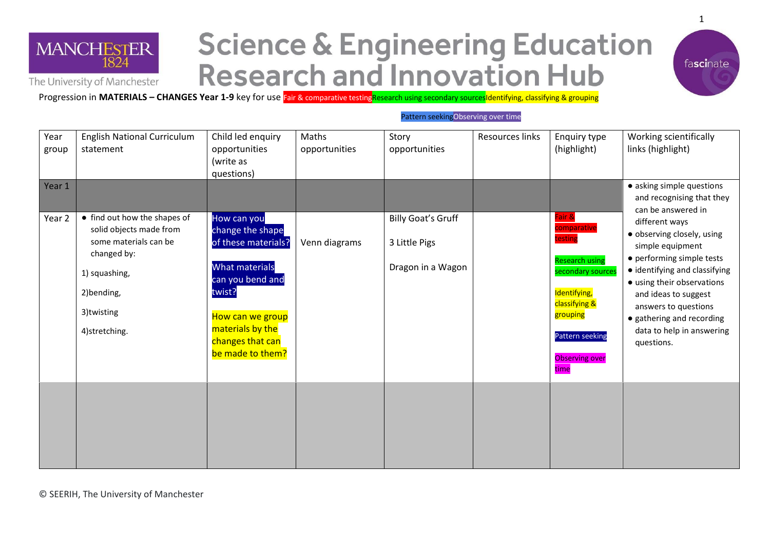# Science & Engineering Education Research and Innovation Hub

MANCHESTER 1824 — The University of Manchester

fascinate

Progression in **MATERIALS – CHANGES Year 1-9** key for use Fair & comparative testing Research using secondary sources Identifying, classifying & grouping

Pattern seeking Observing over time

| Year group | English National Curriculum statement | Child led enquiry opportunities (write as questions) | Maths opportunities | Story opportunities | Resources links | Enquiry type (highlight) | Working scientifically links (highlight) |
|---|---|---|---|---|---|---|---|
| Year 1 | | | | | | | • asking simple questions and recognising that they can be answered in different ways<br>• observing closely, using simple equipment<br>• performing simple tests<br>• identifying and classifying<br>• using their observations and ideas to suggest answers to questions<br>• gathering and recording data to help in answering questions. |
| Year 2 | • find out how the shapes of solid objects made from some materials can be changed by:<br>1) squashing,<br>2)bending,<br>3)twisting<br>4)stretching. | How can you change the shape of these materials?<br><br>What materials can you bend and twist?<br><br>How can we group materials by the changes that can be made to them? | Venn diagrams | Billy Goat's Gruff<br><br>3 Little Pigs<br><br>Dragon in a Wagon | | Fair & comparative testing<br><br>Research using secondary sources<br><br>Identifying, classifying & grouping<br><br>Pattern seeking<br><br>Observing over time | |
| | | | | | | | |

© SEERIH, The University of Manchester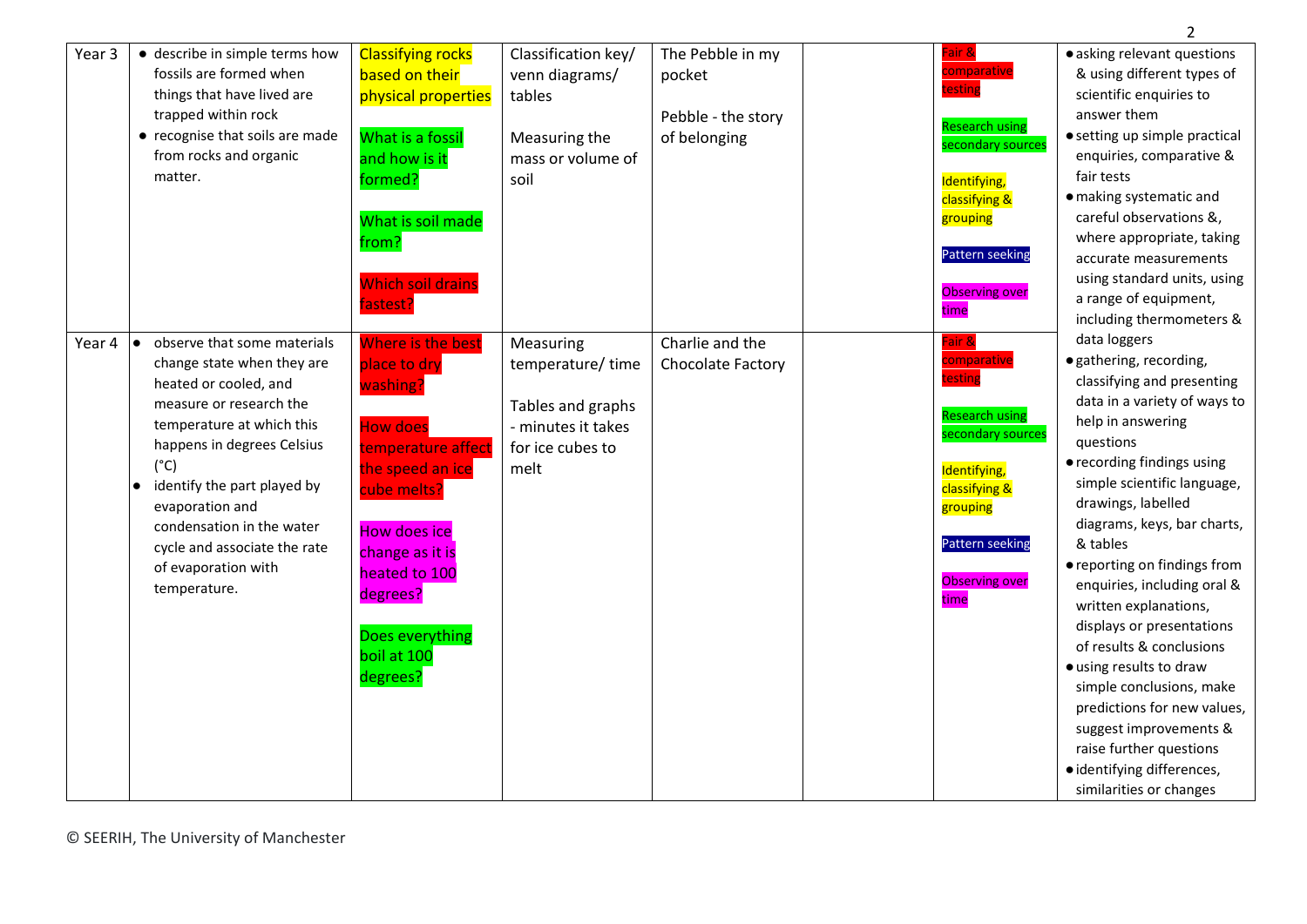| Year 3 | • describe in simple terms how fossils are formed when things that have lived are trapped within rock<br>• recognise that soils are made from rocks and organic matter. | Classifying rocks based on their physical properties<br><br>What is a fossil and how is it formed?<br><br>What is soil made from?<br><br>Which soil drains fastest? | Classification key/ venn diagrams/ tables<br><br>Measuring the mass or volume of soil | The Pebble in my pocket<br><br>Pebble - the story of belonging | | Fair & comparative testing<br><br>Research using secondary sources<br><br>Identifying, classifying & grouping<br><br>Pattern seeking<br><br>Observing over time | • asking relevant questions & using different types of scientific enquiries to answer them<br>• setting up simple practical enquiries, comparative & fair tests<br>• making systematic and careful observations &, where appropriate, taking accurate measurements using standard units, using a range of equipment, including thermometers & data loggers<br>• gathering, recording, classifying and presenting data in a variety of ways to help in answering questions<br>• recording findings using simple scientific language, drawings, labelled diagrams, keys, bar charts, & tables<br>• reporting on findings from enquiries, including oral & written explanations, displays or presentations of results & conclusions<br>• using results to draw simple conclusions, make predictions for new values, suggest improvements & raise further questions<br>• identifying differences, similarities or changes |
|---|---|---|---|---|---|---|---|
| Year 4 | • observe that some materials change state when they are heated or cooled, and measure or research the temperature at which this happens in degrees Celsius (°C)<br>• identify the part played by evaporation and condensation in the water cycle and associate the rate of evaporation with temperature. | Where is the best place to dry washing?<br><br>How does temperature affect the speed an ice cube melts?<br><br>How does ice change as it is heated to 100 degrees?<br><br>Does everything boil at 100 degrees? | Measuring temperature/ time<br><br>Tables and graphs - minutes it takes for ice cubes to melt | Charlie and the Chocolate Factory | | Fair & comparative testing<br><br>Research using secondary sources<br><br>Identifying, classifying & grouping<br><br>Pattern seeking<br><br>Observing over time | |

© SEERIH, The University of Manchester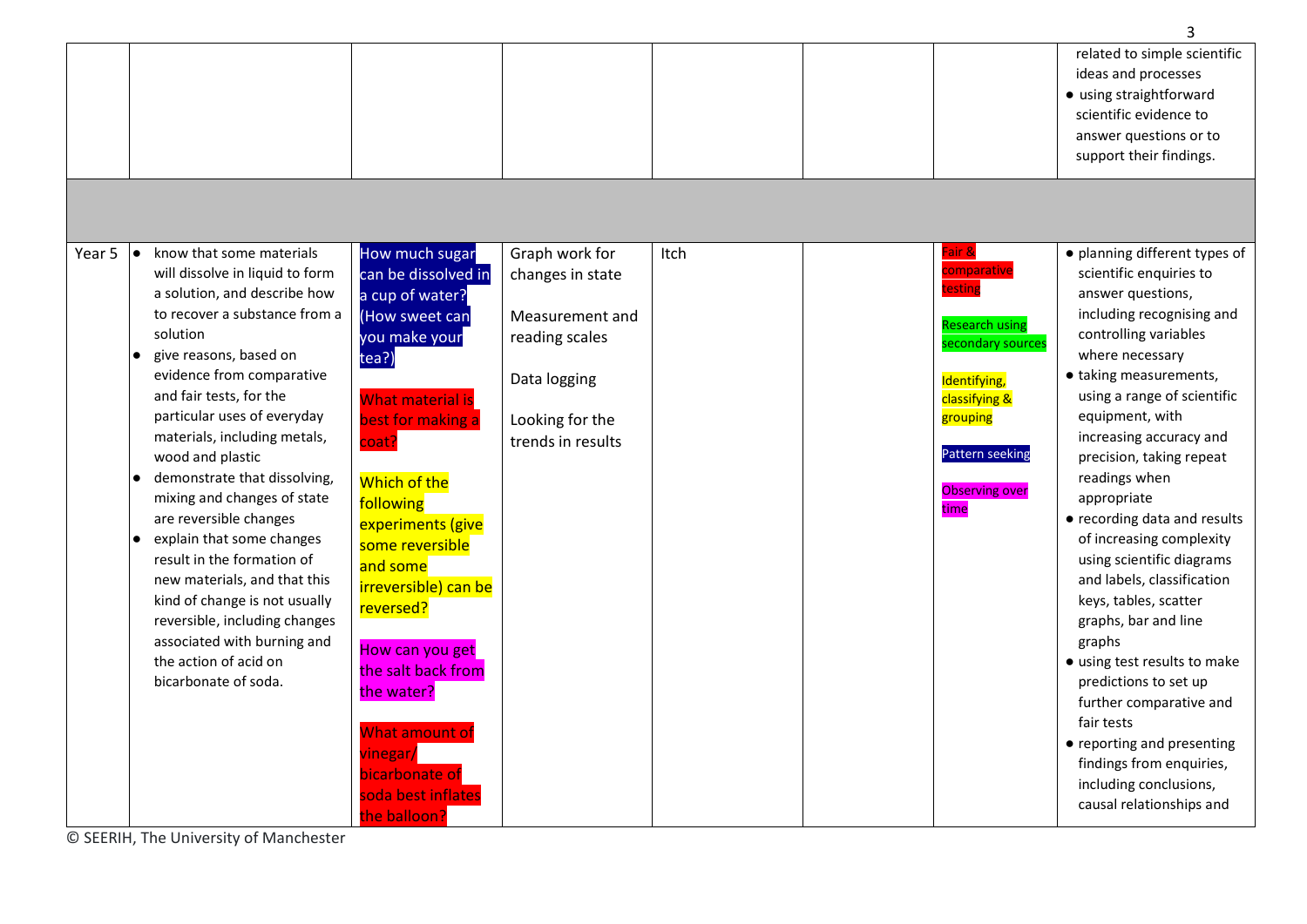| | | | | | | | |
|---|---|---|---|---|---|---|---|
| | | | | | | | related to simple scientific ideas and processes<br>● using straightforward scientific evidence to answer questions or to support their findings. |
| | | | | | | | |
| Year 5 | ● know that some materials will dissolve in liquid to form a solution, and describe how to recover a substance from a solution<br>● give reasons, based on evidence from comparative and fair tests, for the particular uses of everyday materials, including metals, wood and plastic<br>● demonstrate that dissolving, mixing and changes of state are reversible changes<br>● explain that some changes result in the formation of new materials, and that this kind of change is not usually reversible, including changes associated with burning and the action of acid on bicarbonate of soda. | How much sugar can be dissolved in a cup of water? (How sweet can you make your tea?)<br><br>What material is best for making a coat?<br><br>Which of the following experiments (give some reversible and some irreversible) can be reversed?<br><br>How can you get the salt back from the water?<br><br>What amount of vinegar/ bicarbonate of soda best inflates the balloon? | Graph work for changes in state<br><br>Measurement and reading scales<br><br>Data logging<br><br>Looking for the trends in results | Itch | | Fair & comparative testing<br><br>Research using secondary sources<br><br>Identifying, classifying & grouping<br><br>Pattern seeking<br><br>Observing over time | ● planning different types of scientific enquiries to answer questions, including recognising and controlling variables where necessary<br>● taking measurements, using a range of scientific equipment, with increasing accuracy and precision, taking repeat readings when appropriate<br>● recording data and results of increasing complexity using scientific diagrams and labels, classification keys, tables, scatter graphs, bar and line graphs<br>● using test results to make predictions to set up further comparative and fair tests<br>● reporting and presenting findings from enquiries, including conclusions, causal relationships and |

© SEERIH, The University of Manchester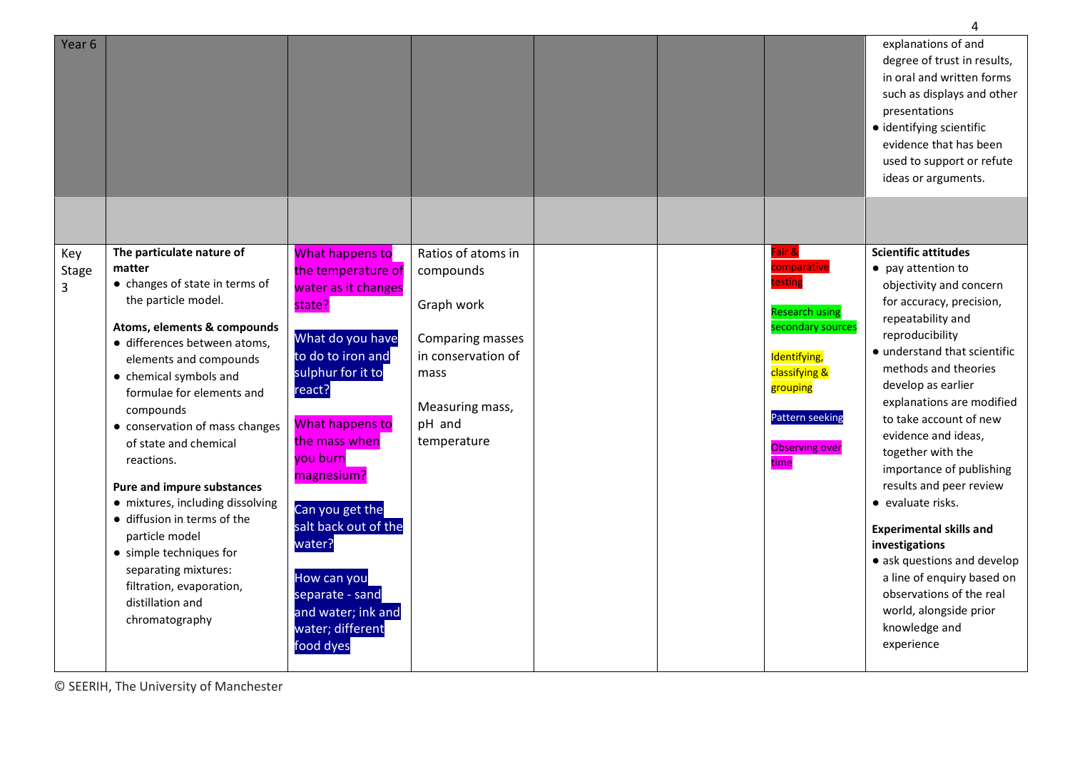| | | | | | | | |
|---|---|---|---|---|---|---|---|
| Year 6 | | | | | | | explanations of and degree of trust in results, in oral and written forms such as displays and other presentations<br>● identifying scientific evidence that has been used to support or refute ideas or arguments. |
| | | | | | | | |
| Key Stage 3 | **The particulate nature of matter**<br>● changes of state in terms of the particle model.<br>**Atoms, elements & compounds**<br>● differences between atoms, elements and compounds<br>● chemical symbols and formulae for elements and compounds<br>● conservation of mass changes of state and chemical reactions.<br>**Pure and impure substances**<br>● mixtures, including dissolving<br>● diffusion in terms of the particle model<br>● simple techniques for separating mixtures: filtration, evaporation, distillation and chromatography | What happens to the temperature of water as it changes state?<br><br>What do you have to do to iron and sulphur for it to react?<br><br>What happens to the mass when you burn magnesium?<br><br>Can you get the salt back out of the water?<br><br>How can you separate - sand and water; ink and water; different food dyes | Ratios of atoms in compounds<br><br>Graph work<br><br>Comparing masses in conservation of mass<br><br>Measuring mass, pH and temperature | | | Fair & comparative testing<br><br>Research using secondary sources<br><br>Identifying, classifying & grouping<br><br>Pattern seeking<br><br>Observing over time | **Scientific attitudes**<br>● pay attention to objectivity and concern for accuracy, precision, repeatability and reproducibility<br>● understand that scientific methods and theories develop as earlier explanations are modified to take account of new evidence and ideas, together with the importance of publishing results and peer review<br>● evaluate risks.<br>**Experimental skills and investigations**<br>● ask questions and develop a line of enquiry based on observations of the real world, alongside prior knowledge and experience |

© SEERIH, The University of Manchester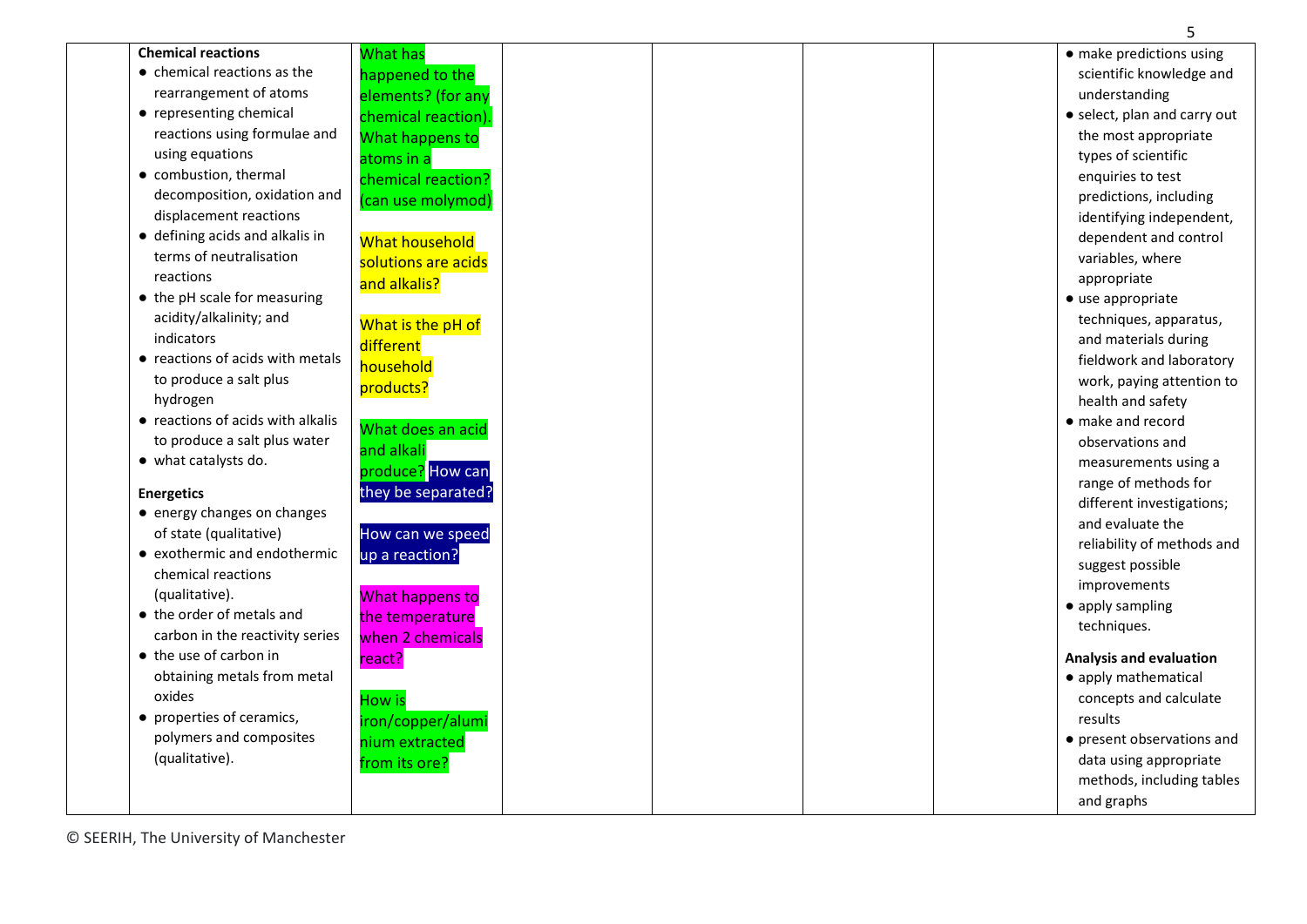| | | | | | | | |
|---|---|---|---|---|---|---|---|
| | **Chemical reactions**<br>• chemical reactions as the rearrangement of atoms<br>• representing chemical reactions using formulae and using equations<br>• combustion, thermal decomposition, oxidation and displacement reactions<br>• defining acids and alkalis in terms of neutralisation reactions<br>• the pH scale for measuring acidity/alkalinity; and indicators<br>• reactions of acids with metals to produce a salt plus hydrogen<br>• reactions of acids with alkalis to produce a salt plus water<br>• what catalysts do.<br><br>**Energetics**<br>• energy changes on changes of state (qualitative)<br>• exothermic and endothermic chemical reactions (qualitative).<br>• the order of metals and carbon in the reactivity series<br>• the use of carbon in obtaining metals from metal oxides<br>• properties of ceramics, polymers and composites (qualitative). | What has happened to the elements? (for any chemical reaction). What happens to atoms in a chemical reaction? (can use molymod)<br><br>What household solutions are acids and alkalis?<br><br>What is the pH of different household products?<br><br>What does an acid and alkali produce? How can they be separated?<br><br>How can we speed up a reaction?<br><br>What happens to the temperature when 2 chemicals react?<br><br>How is iron/copper/aluminium extracted from its ore? | | | | | • make predictions using scientific knowledge and understanding<br>• select, plan and carry out the most appropriate types of scientific enquiries to test predictions, including identifying independent, dependent and control variables, where appropriate<br>• use appropriate techniques, apparatus, and materials during fieldwork and laboratory work, paying attention to health and safety<br>• make and record observations and measurements using a range of methods for different investigations; and evaluate the reliability of methods and suggest possible improvements<br>• apply sampling techniques.<br><br>**Analysis and evaluation**<br>• apply mathematical concepts and calculate results<br>• present observations and data using appropriate methods, including tables and graphs |

© SEERIH, The University of Manchester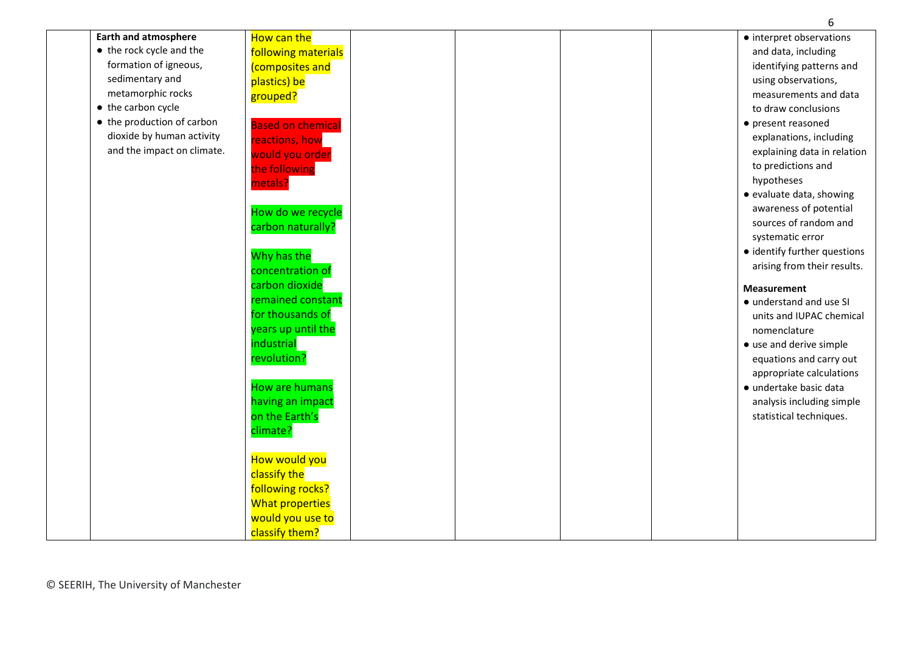| | | | | | | | |
|---|---|---|---|---|---|---|---|
| | **Earth and atmosphere**<br>• the rock cycle and the formation of igneous, sedimentary and metamorphic rocks<br>• the carbon cycle<br>• the production of carbon dioxide by human activity and the impact on climate. | How can the following materials (composites and plastics) be grouped?<br><br>Based on chemical reactions, how would you order the following metals?<br><br>How do we recycle carbon naturally?<br><br>Why has the concentration of carbon dioxide remained constant for thousands of years up until the industrial revolution?<br><br>How are humans having an impact on the Earth's climate?<br><br>How would you classify the following rocks? What properties would you use to classify them? | | | | | • interpret observations and data, including identifying patterns and using observations, measurements and data to draw conclusions<br>• present reasoned explanations, including explaining data in relation to predictions and hypotheses<br>• evaluate data, showing awareness of potential sources of random and systematic error<br>• identify further questions arising from their results.<br><br>**Measurement**<br>• understand and use SI units and IUPAC chemical nomenclature<br>• use and derive simple equations and carry out appropriate calculations<br>• undertake basic data analysis including simple statistical techniques. |

© SEERIH, The University of Manchester